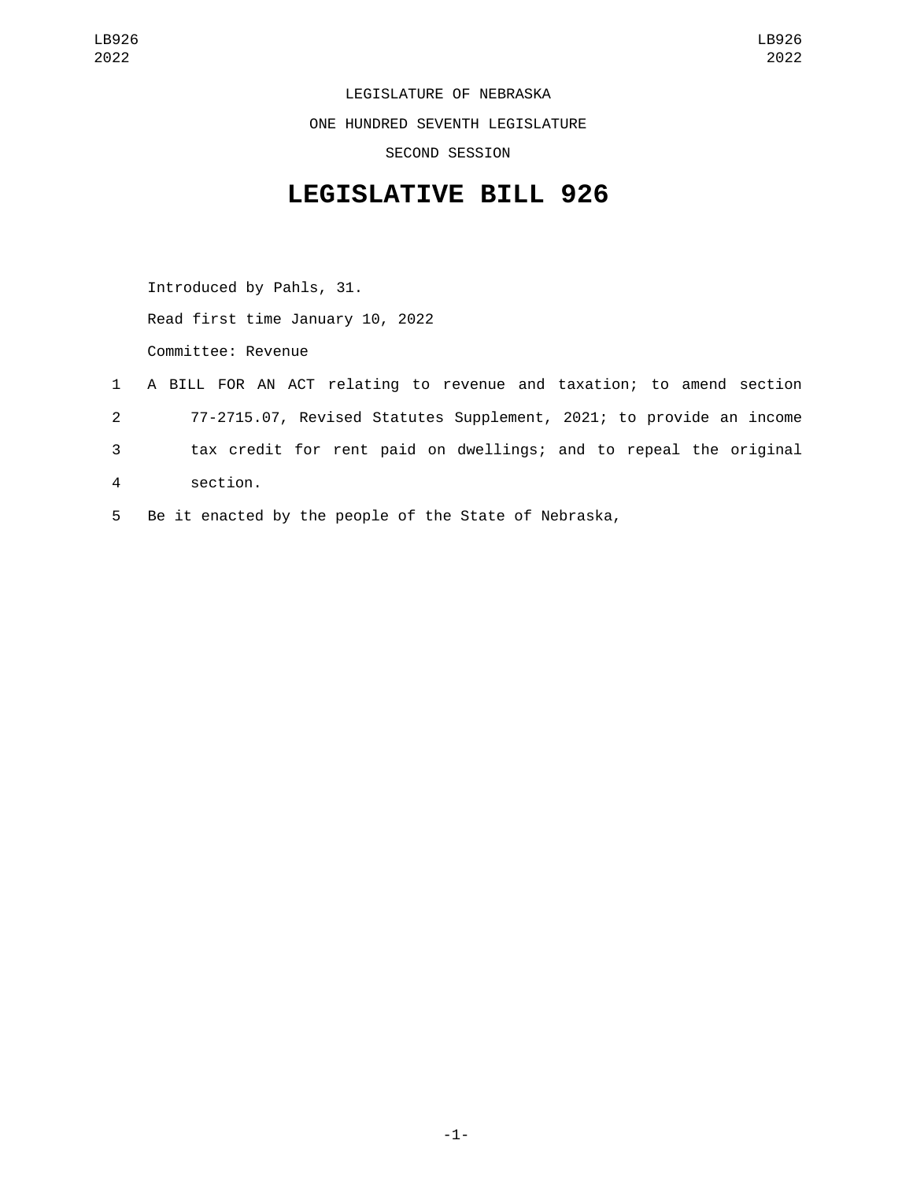LEGISLATURE OF NEBRASKA

ONE HUNDRED SEVENTH LEGISLATURE

SECOND SESSION

# LEGISLATIVE BILL 926

Introduced by Pahls, 31.

Read first time January 10, 2022

Committee: Revenue

1 A BILL FOR AN ACT relating to revenue and taxation; to amend section
2 77-2715.07, Revised Statutes Supplement, 2021; to provide an income
3 tax credit for rent paid on dwellings; and to repeal the original
4 section.
5 Be it enacted by the people of the State of Nebraska,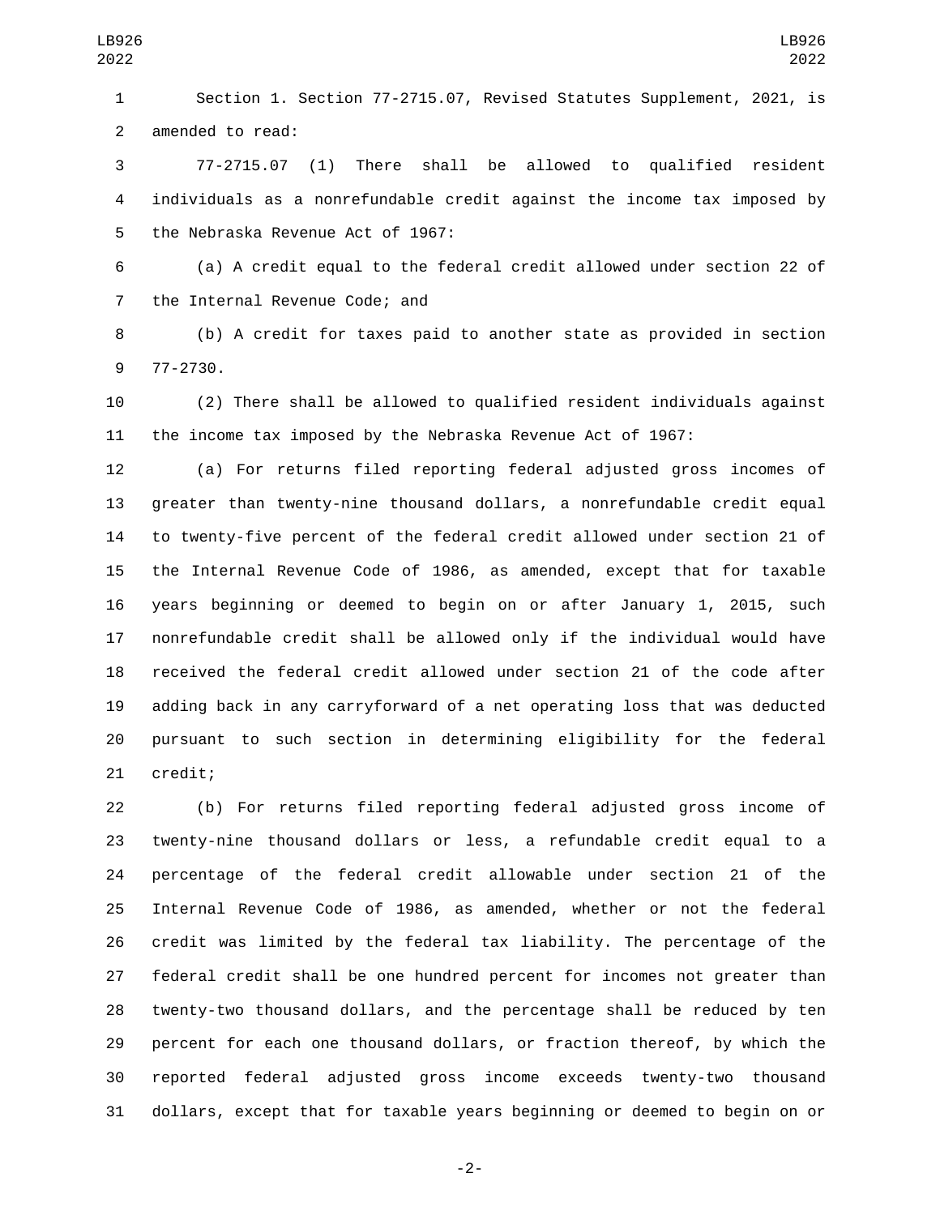Section 1. Section 77-2715.07, Revised Statutes Supplement, 2021, is amended to read:

77-2715.07 (1) There shall be allowed to qualified resident individuals as a nonrefundable credit against the income tax imposed by the Nebraska Revenue Act of 1967:

(a) A credit equal to the federal credit allowed under section 22 of the Internal Revenue Code; and

(b) A credit for taxes paid to another state as provided in section 77-2730.

(2) There shall be allowed to qualified resident individuals against the income tax imposed by the Nebraska Revenue Act of 1967:

(a) For returns filed reporting federal adjusted gross incomes of greater than twenty-nine thousand dollars, a nonrefundable credit equal to twenty-five percent of the federal credit allowed under section 21 of the Internal Revenue Code of 1986, as amended, except that for taxable years beginning or deemed to begin on or after January 1, 2015, such nonrefundable credit shall be allowed only if the individual would have received the federal credit allowed under section 21 of the code after adding back in any carryforward of a net operating loss that was deducted pursuant to such section in determining eligibility for the federal credit;

(b) For returns filed reporting federal adjusted gross income of twenty-nine thousand dollars or less, a refundable credit equal to a percentage of the federal credit allowable under section 21 of the Internal Revenue Code of 1986, as amended, whether or not the federal credit was limited by the federal tax liability. The percentage of the federal credit shall be one hundred percent for incomes not greater than twenty-two thousand dollars, and the percentage shall be reduced by ten percent for each one thousand dollars, or fraction thereof, by which the reported federal adjusted gross income exceeds twenty-two thousand dollars, except that for taxable years beginning or deemed to begin on or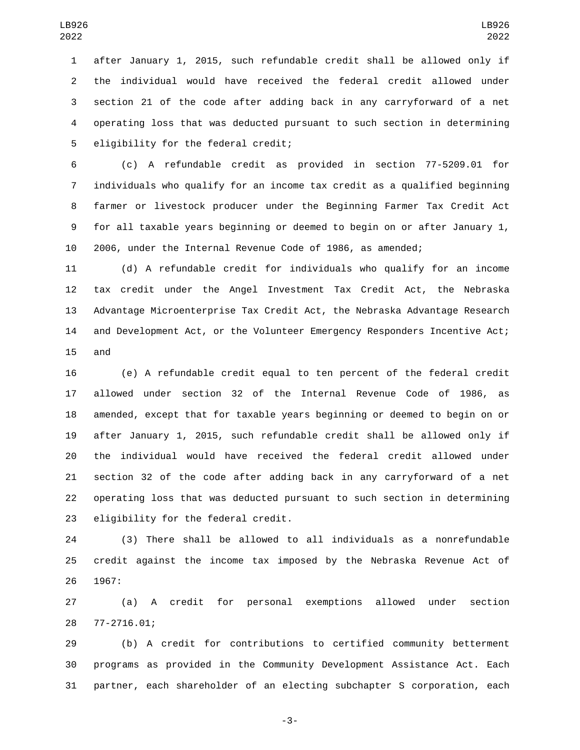after January 1, 2015, such refundable credit shall be allowed only if the individual would have received the federal credit allowed under section 21 of the code after adding back in any carryforward of a net operating loss that was deducted pursuant to such section in determining eligibility for the federal credit;

(c) A refundable credit as provided in section 77-5209.01 for individuals who qualify for an income tax credit as a qualified beginning farmer or livestock producer under the Beginning Farmer Tax Credit Act for all taxable years beginning or deemed to begin on or after January 1, 2006, under the Internal Revenue Code of 1986, as amended;

(d) A refundable credit for individuals who qualify for an income tax credit under the Angel Investment Tax Credit Act, the Nebraska Advantage Microenterprise Tax Credit Act, the Nebraska Advantage Research and Development Act, or the Volunteer Emergency Responders Incentive Act; and

(e) A refundable credit equal to ten percent of the federal credit allowed under section 32 of the Internal Revenue Code of 1986, as amended, except that for taxable years beginning or deemed to begin on or after January 1, 2015, such refundable credit shall be allowed only if the individual would have received the federal credit allowed under section 32 of the code after adding back in any carryforward of a net operating loss that was deducted pursuant to such section in determining eligibility for the federal credit.

(3) There shall be allowed to all individuals as a nonrefundable credit against the income tax imposed by the Nebraska Revenue Act of 1967:

(a) A credit for personal exemptions allowed under section 77-2716.01;

(b) A credit for contributions to certified community betterment programs as provided in the Community Development Assistance Act. Each partner, each shareholder of an electing subchapter S corporation, each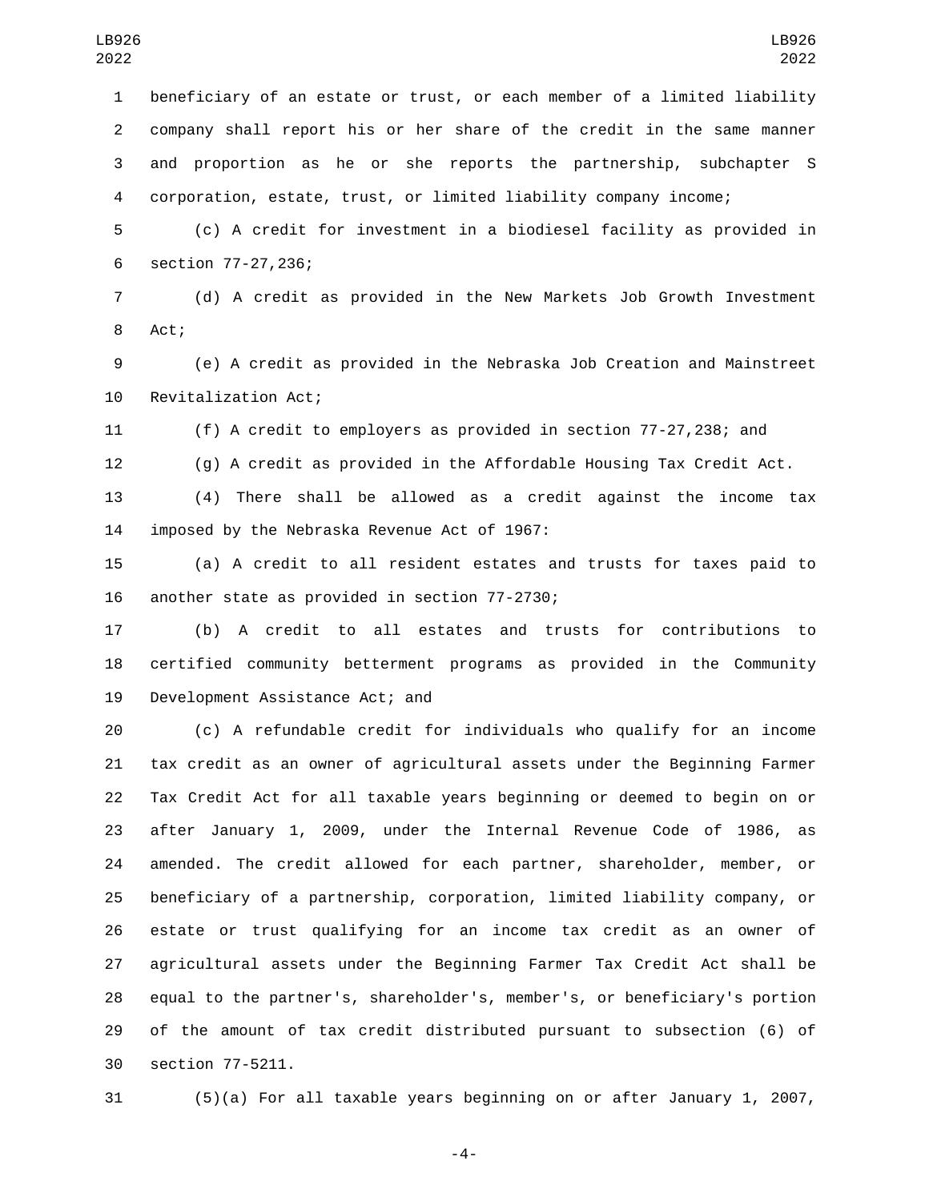beneficiary of an estate or trust, or each member of a limited liability company shall report his or her share of the credit in the same manner and proportion as he or she reports the partnership, subchapter S corporation, estate, trust, or limited liability company income;

(c) A credit for investment in a biodiesel facility as provided in section 77-27,236;

(d) A credit as provided in the New Markets Job Growth Investment Act;

(e) A credit as provided in the Nebraska Job Creation and Mainstreet Revitalization Act;

(f) A credit to employers as provided in section 77-27,238; and

(g) A credit as provided in the Affordable Housing Tax Credit Act.

(4) There shall be allowed as a credit against the income tax imposed by the Nebraska Revenue Act of 1967:

(a) A credit to all resident estates and trusts for taxes paid to another state as provided in section 77-2730;

(b) A credit to all estates and trusts for contributions to certified community betterment programs as provided in the Community Development Assistance Act; and

(c) A refundable credit for individuals who qualify for an income tax credit as an owner of agricultural assets under the Beginning Farmer Tax Credit Act for all taxable years beginning or deemed to begin on or after January 1, 2009, under the Internal Revenue Code of 1986, as amended. The credit allowed for each partner, shareholder, member, or beneficiary of a partnership, corporation, limited liability company, or estate or trust qualifying for an income tax credit as an owner of agricultural assets under the Beginning Farmer Tax Credit Act shall be equal to the partner's, shareholder's, member's, or beneficiary's portion of the amount of tax credit distributed pursuant to subsection (6) of section 77-5211.

(5)(a) For all taxable years beginning on or after January 1, 2007,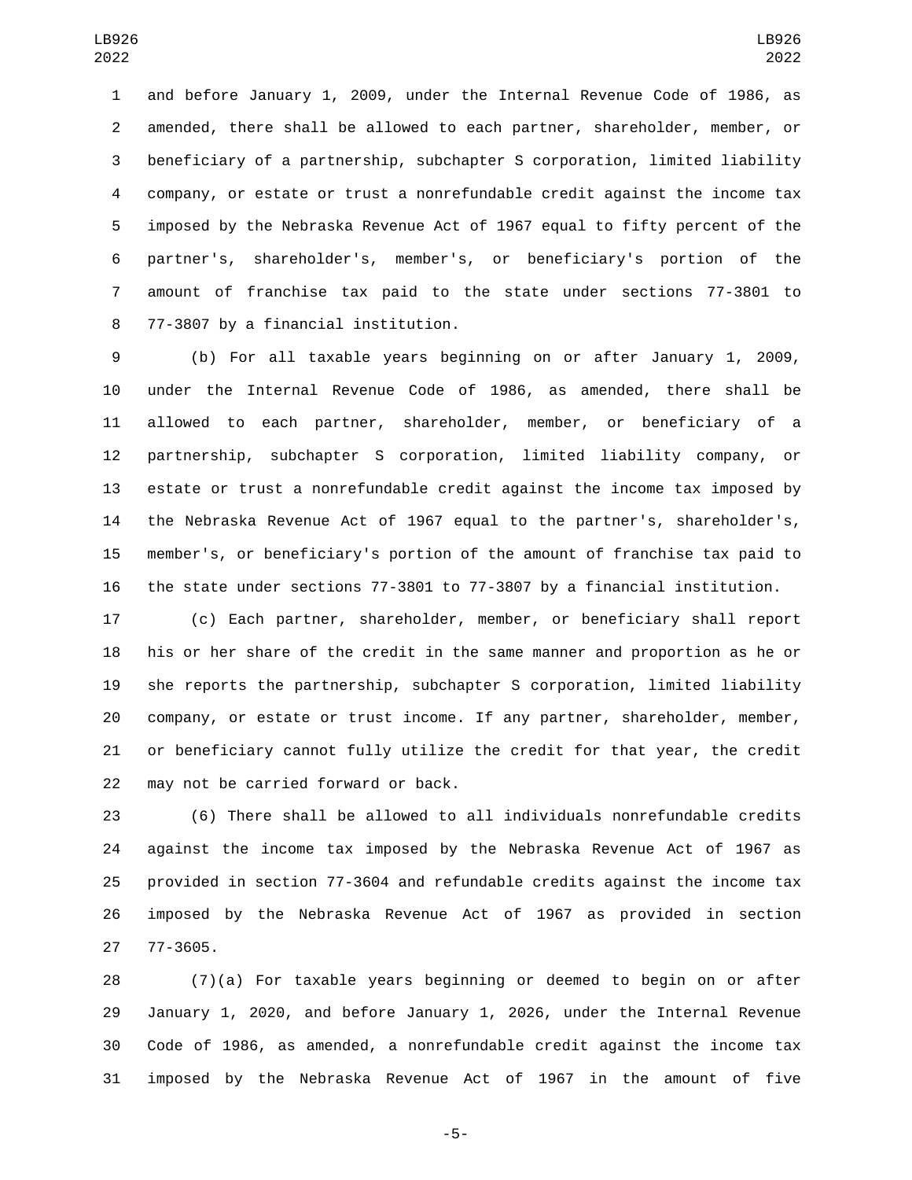and before January 1, 2009, under the Internal Revenue Code of 1986, as amended, there shall be allowed to each partner, shareholder, member, or beneficiary of a partnership, subchapter S corporation, limited liability company, or estate or trust a nonrefundable credit against the income tax imposed by the Nebraska Revenue Act of 1967 equal to fifty percent of the partner's, shareholder's, member's, or beneficiary's portion of the amount of franchise tax paid to the state under sections 77-3801 to 77-3807 by a financial institution.

(b) For all taxable years beginning on or after January 1, 2009, under the Internal Revenue Code of 1986, as amended, there shall be allowed to each partner, shareholder, member, or beneficiary of a partnership, subchapter S corporation, limited liability company, or estate or trust a nonrefundable credit against the income tax imposed by the Nebraska Revenue Act of 1967 equal to the partner's, shareholder's, member's, or beneficiary's portion of the amount of franchise tax paid to the state under sections 77-3801 to 77-3807 by a financial institution.

(c) Each partner, shareholder, member, or beneficiary shall report his or her share of the credit in the same manner and proportion as he or she reports the partnership, subchapter S corporation, limited liability company, or estate or trust income. If any partner, shareholder, member, or beneficiary cannot fully utilize the credit for that year, the credit may not be carried forward or back.

(6) There shall be allowed to all individuals nonrefundable credits against the income tax imposed by the Nebraska Revenue Act of 1967 as provided in section 77-3604 and refundable credits against the income tax imposed by the Nebraska Revenue Act of 1967 as provided in section 77-3605.

(7)(a) For taxable years beginning or deemed to begin on or after January 1, 2020, and before January 1, 2026, under the Internal Revenue Code of 1986, as amended, a nonrefundable credit against the income tax imposed by the Nebraska Revenue Act of 1967 in the amount of five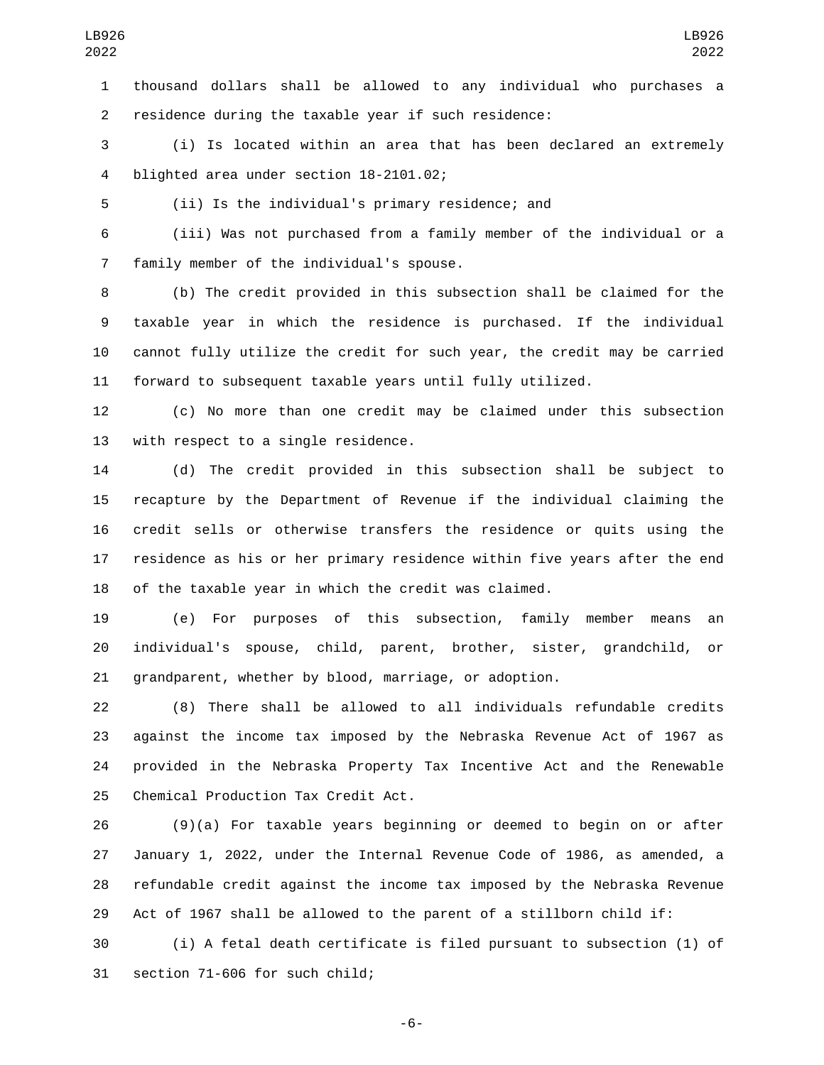thousand dollars shall be allowed to any individual who purchases a residence during the taxable year if such residence:

(i) Is located within an area that has been declared an extremely blighted area under section 18-2101.02;

(ii) Is the individual's primary residence; and

(iii) Was not purchased from a family member of the individual or a family member of the individual's spouse.

(b) The credit provided in this subsection shall be claimed for the taxable year in which the residence is purchased. If the individual cannot fully utilize the credit for such year, the credit may be carried forward to subsequent taxable years until fully utilized.

(c) No more than one credit may be claimed under this subsection with respect to a single residence.

(d) The credit provided in this subsection shall be subject to recapture by the Department of Revenue if the individual claiming the credit sells or otherwise transfers the residence or quits using the residence as his or her primary residence within five years after the end of the taxable year in which the credit was claimed.

(e) For purposes of this subsection, family member means an individual's spouse, child, parent, brother, sister, grandchild, or grandparent, whether by blood, marriage, or adoption.

(8) There shall be allowed to all individuals refundable credits against the income tax imposed by the Nebraska Revenue Act of 1967 as provided in the Nebraska Property Tax Incentive Act and the Renewable Chemical Production Tax Credit Act.

(9)(a) For taxable years beginning or deemed to begin on or after January 1, 2022, under the Internal Revenue Code of 1986, as amended, a refundable credit against the income tax imposed by the Nebraska Revenue Act of 1967 shall be allowed to the parent of a stillborn child if:

(i) A fetal death certificate is filed pursuant to subsection (1) of section 71-606 for such child;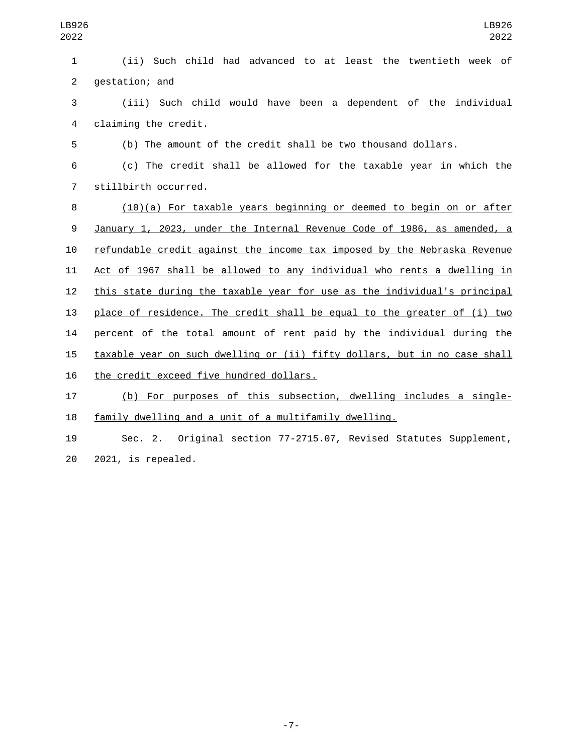(ii) Such child had advanced to at least the twentieth week of gestation; and

(iii) Such child would have been a dependent of the individual claiming the credit.

(b) The amount of the credit shall be two thousand dollars.

(c) The credit shall be allowed for the taxable year in which the stillbirth occurred.

(10)(a) For taxable years beginning or deemed to begin on or after January 1, 2023, under the Internal Revenue Code of 1986, as amended, a refundable credit against the income tax imposed by the Nebraska Revenue Act of 1967 shall be allowed to any individual who rents a dwelling in this state during the taxable year for use as the individual's principal place of residence. The credit shall be equal to the greater of (i) two percent of the total amount of rent paid by the individual during the taxable year on such dwelling or (ii) fifty dollars, but in no case shall the credit exceed five hundred dollars.

(b) For purposes of this subsection, dwelling includes a single-family dwelling and a unit of a multifamily dwelling.

Sec. 2. Original section 77-2715.07, Revised Statutes Supplement, 2021, is repealed.